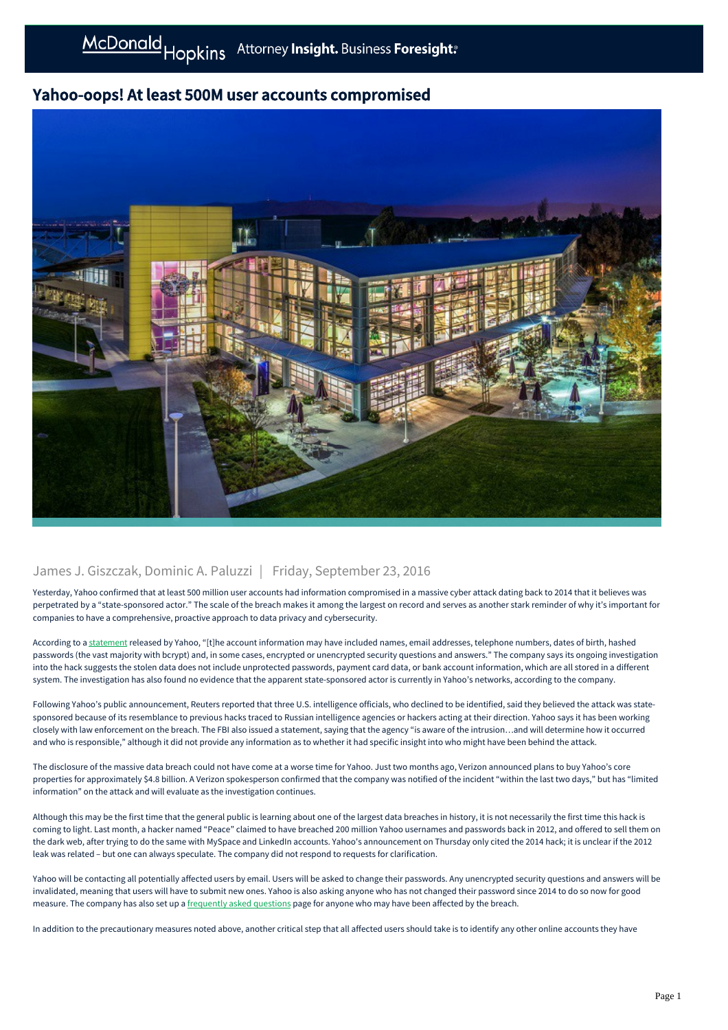# Yahoo-oops! At least 500M user accounts compromised

James J. Giszczak, Dominic A. Paluzzi | Friday, September 23, 2016

Yesterday, Yahoo confirmed that at least 500 million user accounts had information compromised in a massive cyber attack dating back to 2014 that it believes was perpetrated by a "state-sponsored actor." The scale of the breach makes it among the largest on record and serves as another stark reminder of why it's important for companies to have a comprehensive, proactive approach to data privacy and cybersecurity.

According to a statement released by Yahoo, "[t]he account information may have included names, email addresses, telephone numbers, dates of birth, hashed passwords (the vast majority with bcrypt) and, in some cases, encrypted or unencrypted security questions and answers." The company says its ongoing investigation into the hack suggests the stolen data does not include unprotected passwords, payment card data, or bank account information, which are all stored in a different system. The investigation has also found no evidence that the apparent state-sponsored actor is currently in Yahoo's networks, according to the company.

Following Yahoo's public announcement, Reuters reported that three U.S. intelligence officials, who declined to be identified, said they believed the attack was state-sponsored because of its resemblance to previous hacks traced to Russian intelligence agencies or hackers acting at their direction. Yahoo says it has been working closely with law enforcement on the breach. The FBI also issued a statement, saying that the agency "is aware of the intrusion…and will determine how it occurred and who is responsible," although it did not provide any information as to whether it had specific insight into who might have been behind the attack.

The disclosure of the massive data breach could not have come at a worse time for Yahoo. Just two months ago, Verizon announced plans to buy Yahoo's core properties for approximately $4.8 billion. A Verizon spokesperson confirmed that the company was notified of the incident "within the last two days," but has "limited information" on the attack and will evaluate as the investigation continues.

Although this may be the first time that the general public is learning about one of the largest data breaches in history, it is not necessarily the first time this hack is coming to light. Last month, a hacker named "Peace" claimed to have breached 200 million Yahoo usernames and passwords back in 2012, and offered to sell them on the dark web, after trying to do the same with MySpace and LinkedIn accounts. Yahoo's announcement on Thursday only cited the 2014 hack; it is unclear if the 2012 leak was related – but one can always speculate. The company did not respond to requests for clarification.

Yahoo will be contacting all potentially affected users by email. Users will be asked to change their passwords. Any unencrypted security questions and answers will be invalidated, meaning that users will have to submit new ones. Yahoo is also asking anyone who has not changed their password since 2014 to do so now for good measure. The company has also set up a frequently asked questions page for anyone who may have been affected by the breach.

In addition to the precautionary measures noted above, another critical step that all affected users should take is to identify any other online accounts they have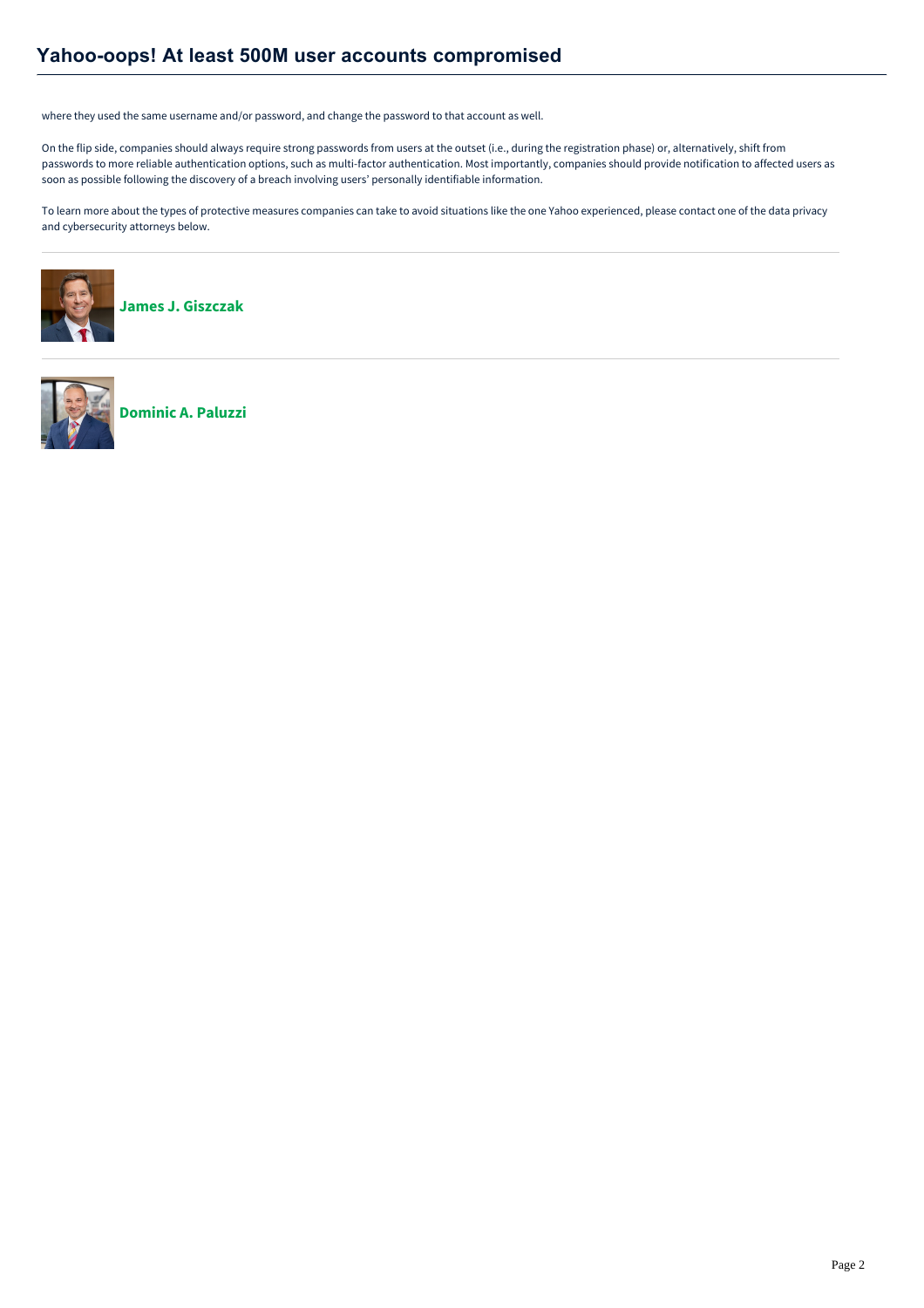where they used the same username and/or password, and change the password to that account as well.

On the flip side, companies should always require strong passwords from users at the outset (i.e., during the registration phase) or, alternatively, shift from passwords to more reliable authentication options, such as multi-factor authentication. Most importantly, companies should provide notification to affected users as soon as possible following the discovery of a breach involving users' personally identifiable information.

To learn more about the types of protective measures companies can take to avoid situations like the one Yahoo experienced, please contact one of the data privacy and cybersecurity attorneys below.

---

**James J. Giszczak**

---

**Dominic A. Paluzzi**